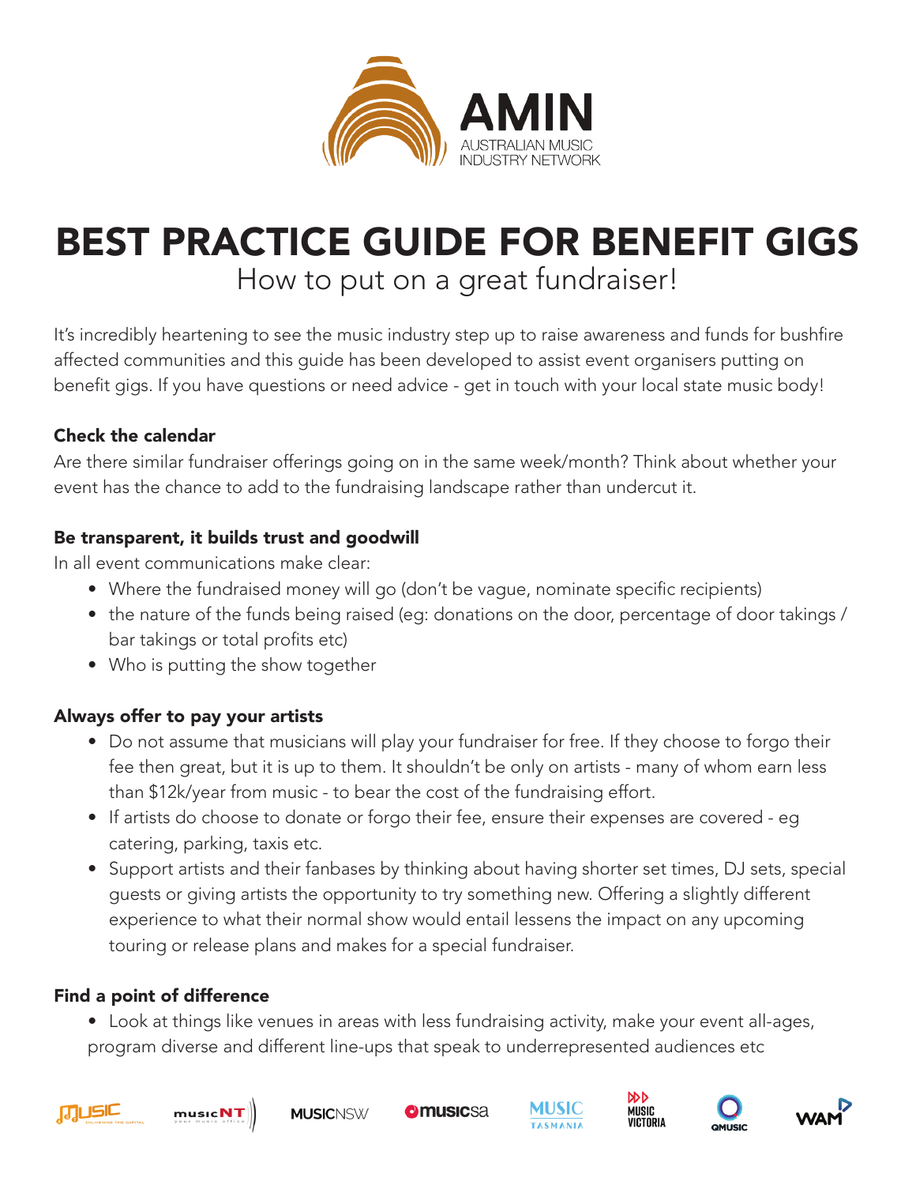AMIN
AUSTRALIAN MUSIC INDUSTRY NETWORK

# BEST PRACTICE GUIDE FOR BENEFIT GIGS

## How to put on a great fundraiser!

It's incredibly heartening to see the music industry step up to raise awareness and funds for bushfire affected communities and this guide has been developed to assist event organisers putting on benefit gigs. If you have questions or need advice - get in touch with your local state music body!

### Check the calendar

Are there similar fundraiser offerings going on in the same week/month? Think about whether your event has the chance to add to the fundraising landscape rather than undercut it.

### Be transparent, it builds trust and goodwill

In all event communications make clear:

- Where the fundraised money will go (don't be vague, nominate specific recipients)
- the nature of the funds being raised (eg: donations on the door, percentage of door takings / bar takings or total profits etc)
- Who is putting the show together

### Always offer to pay your artists

- Do not assume that musicians will play your fundraiser for free. If they choose to forgo their fee then great, but it is up to them. It shouldn't be only on artists - many of whom earn less than $12k/year from music - to bear the cost of the fundraising effort.
- If artists do choose to donate or forgo their fee, ensure their expenses are covered - eg catering, parking, taxis etc.
- Support artists and their fanbases by thinking about having shorter set times, DJ sets, special guests or giving artists the opportunity to try something new. Offering a slightly different experience to what their normal show would entail lessens the impact on any upcoming touring or release plans and makes for a special fundraiser.

### Find a point of difference

- Look at things like venues in areas with less fundraising activity, make your event all-ages, program diverse and different line-ups that speak to underrepresented audiences etc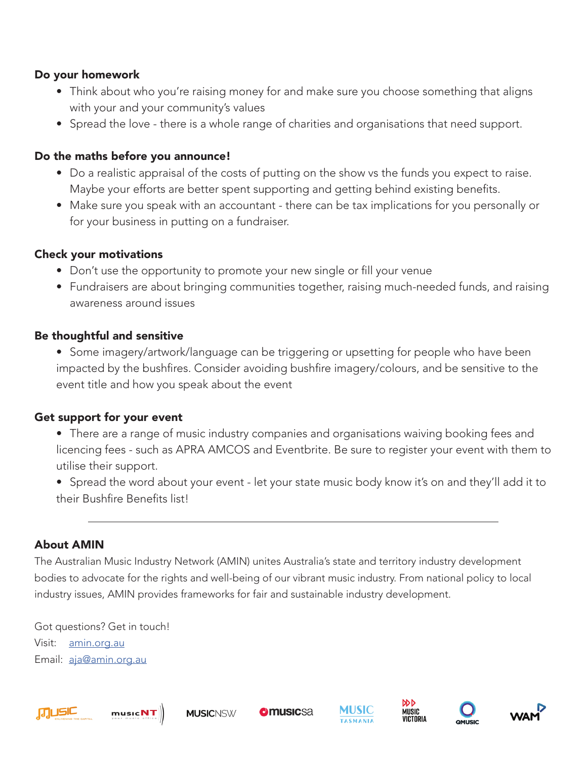**Do your homework**

- Think about who you're raising money for and make sure you choose something that aligns with your and your community's values
- Spread the love - there is a whole range of charities and organisations that need support.

**Do the maths before you announce!**

- Do a realistic appraisal of the costs of putting on the show vs the funds you expect to raise. Maybe your efforts are better spent supporting and getting behind existing benefits.
- Make sure you speak with an accountant - there can be tax implications for you personally or for your business in putting on a fundraiser.

**Check your motivations**

- Don't use the opportunity to promote your new single or fill your venue
- Fundraisers are about bringing communities together, raising much-needed funds, and raising awareness around issues

**Be thoughtful and sensitive**

- Some imagery/artwork/language can be triggering or upsetting for people who have been impacted by the bushfires. Consider avoiding bushfire imagery/colours, and be sensitive to the event title and how you speak about the event

**Get support for your event**

- There are a range of music industry companies and organisations waiving booking fees and licencing fees - such as APRA AMCOS and Eventbrite. Be sure to register your event with them to utilise their support.
- Spread the word about your event - let your state music body know it's on and they'll add it to their Bushfire Benefits list!

---

**About AMIN**

The Australian Music Industry Network (AMIN) unites Australia's state and territory industry development bodies to advocate for the rights and well-being of our vibrant music industry. From national policy to local industry issues, AMIN provides frameworks for fair and sustainable industry development.

Got questions? Get in touch!
Visit: amin.org.au
Email: aja@amin.org.au